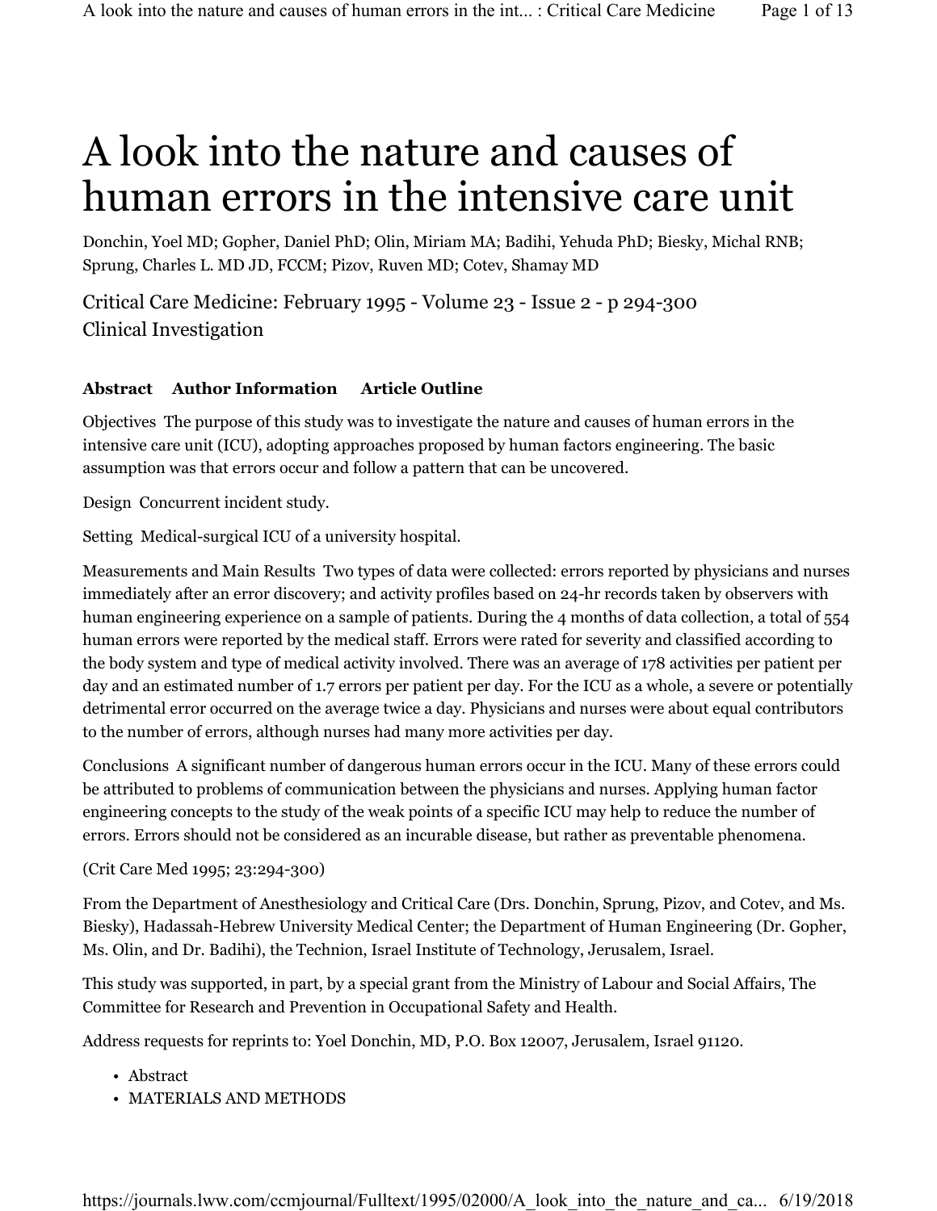# A look into the nature and causes of human errors in the intensive care unit

Donchin, Yoel MD; Gopher, Daniel PhD; Olin, Miriam MA; Badihi, Yehuda PhD; Biesky, Michal RNB; Sprung, Charles L. MD JD, FCCM; Pizov, Ruven MD; Cotev, Shamay MD

Critical Care Medicine: February 1995 - Volume 23 - Issue 2 - p 294-300
Clinical Investigation

**Abstract** **Author Information** **Article Outline**

Objectives The purpose of this study was to investigate the nature and causes of human errors in the intensive care unit (ICU), adopting approaches proposed by human factors engineering. The basic assumption was that errors occur and follow a pattern that can be uncovered.

Design Concurrent incident study.

Setting Medical-surgical ICU of a university hospital.

Measurements and Main Results Two types of data were collected: errors reported by physicians and nurses immediately after an error discovery; and activity profiles based on 24-hr records taken by observers with human engineering experience on a sample of patients. During the 4 months of data collection, a total of 554 human errors were reported by the medical staff. Errors were rated for severity and classified according to the body system and type of medical activity involved. There was an average of 178 activities per patient per day and an estimated number of 1.7 errors per patient per day. For the ICU as a whole, a severe or potentially detrimental error occurred on the average twice a day. Physicians and nurses were about equal contributors to the number of errors, although nurses had many more activities per day.

Conclusions A significant number of dangerous human errors occur in the ICU. Many of these errors could be attributed to problems of communication between the physicians and nurses. Applying human factor engineering concepts to the study of the weak points of a specific ICU may help to reduce the number of errors. Errors should not be considered as an incurable disease, but rather as preventable phenomena.

(Crit Care Med 1995; 23:294-300)

From the Department of Anesthesiology and Critical Care (Drs. Donchin, Sprung, Pizov, and Cotev, and Ms. Biesky), Hadassah-Hebrew University Medical Center; the Department of Human Engineering (Dr. Gopher, Ms. Olin, and Dr. Badihi), the Technion, Israel Institute of Technology, Jerusalem, Israel.

This study was supported, in part, by a special grant from the Ministry of Labour and Social Affairs, The Committee for Research and Prevention in Occupational Safety and Health.

Address requests for reprints to: Yoel Donchin, MD, P.O. Box 12007, Jerusalem, Israel 91120.

- Abstract
- MATERIALS AND METHODS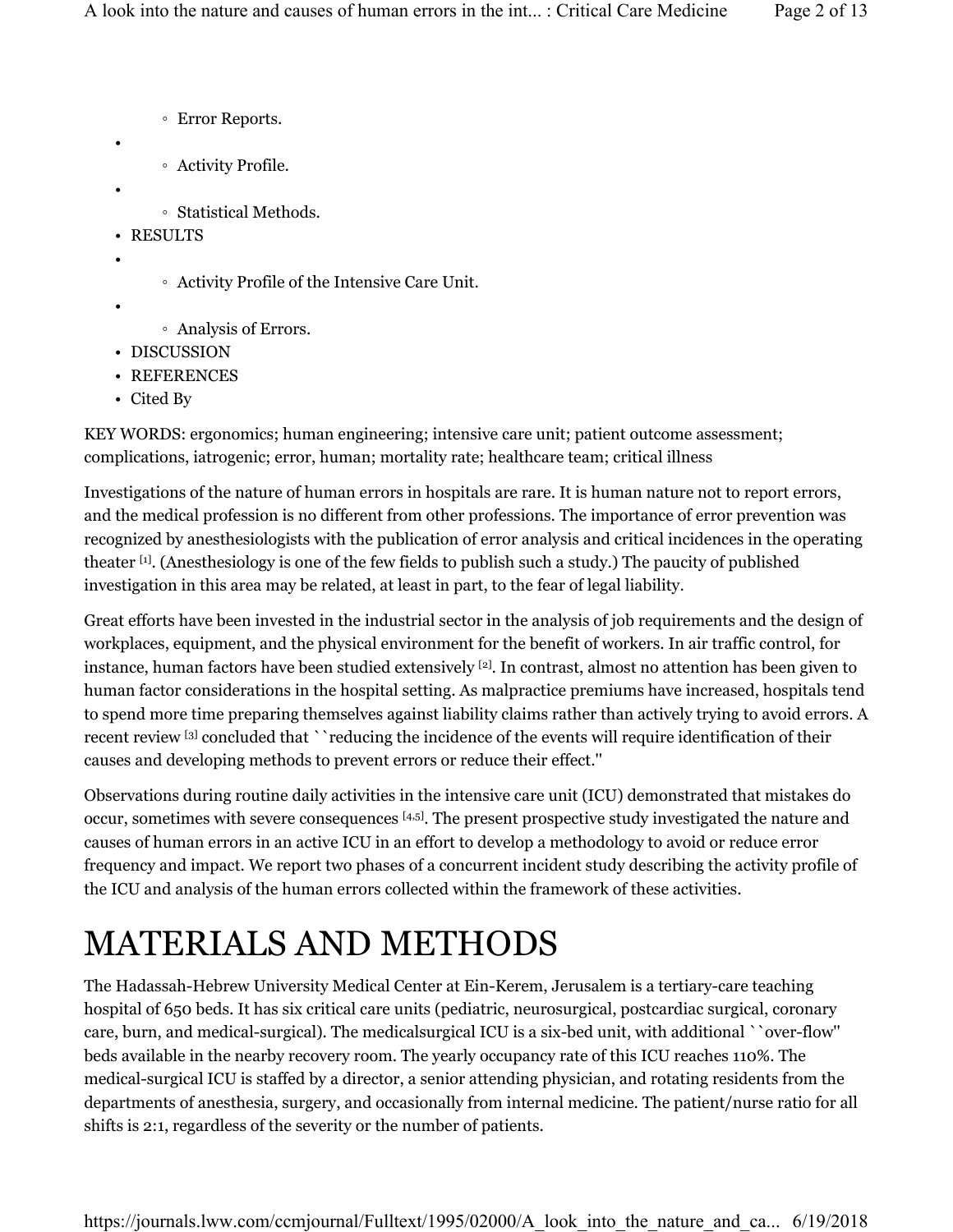- Error Reports.
- Activity Profile.
- Statistical Methods.
- RESULTS
  - Activity Profile of the Intensive Care Unit.
  - Analysis of Errors.
- DISCUSSION
- REFERENCES
- Cited By

KEY WORDS: ergonomics; human engineering; intensive care unit; patient outcome assessment; complications, iatrogenic; error, human; mortality rate; healthcare team; critical illness

Investigations of the nature of human errors in hospitals are rare. It is human nature not to report errors, and the medical profession is no different from other professions. The importance of error prevention was recognized by anesthesiologists with the publication of error analysis and critical incidences in the operating theater [1]. (Anesthesiology is one of the few fields to publish such a study.) The paucity of published investigation in this area may be related, at least in part, to the fear of legal liability.

Great efforts have been invested in the industrial sector in the analysis of job requirements and the design of workplaces, equipment, and the physical environment for the benefit of workers. In air traffic control, for instance, human factors have been studied extensively [2]. In contrast, almost no attention has been given to human factor considerations in the hospital setting. As malpractice premiums have increased, hospitals tend to spend more time preparing themselves against liability claims rather than actively trying to avoid errors. A recent review [3] concluded that ``reducing the incidence of the events will require identification of their causes and developing methods to prevent errors or reduce their effect.''

Observations during routine daily activities in the intensive care unit (ICU) demonstrated that mistakes do occur, sometimes with severe consequences [4,5]. The present prospective study investigated the nature and causes of human errors in an active ICU in an effort to develop a methodology to avoid or reduce error frequency and impact. We report two phases of a concurrent incident study describing the activity profile of the ICU and analysis of the human errors collected within the framework of these activities.

# MATERIALS AND METHODS

The Hadassah-Hebrew University Medical Center at Ein-Kerem, Jerusalem is a tertiary-care teaching hospital of 650 beds. It has six critical care units (pediatric, neurosurgical, postcardiac surgical, coronary care, burn, and medical-surgical). The medicalsurgical ICU is a six-bed unit, with additional ``over-flow'' beds available in the nearby recovery room. The yearly occupancy rate of this ICU reaches 110%. The medical-surgical ICU is staffed by a director, a senior attending physician, and rotating residents from the departments of anesthesia, surgery, and occasionally from internal medicine. The patient/nurse ratio for all shifts is 2:1, regardless of the severity or the number of patients.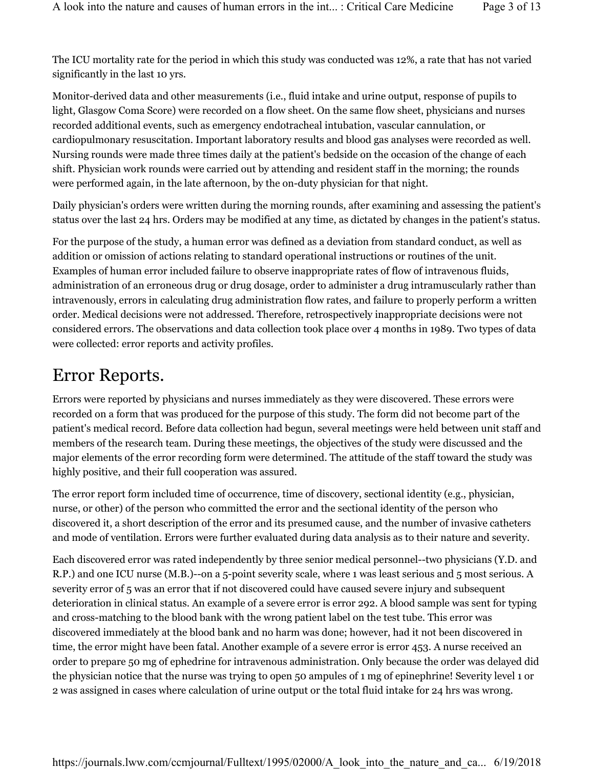The ICU mortality rate for the period in which this study was conducted was 12%, a rate that has not varied significantly in the last 10 yrs.

Monitor-derived data and other measurements (i.e., fluid intake and urine output, response of pupils to light, Glasgow Coma Score) were recorded on a flow sheet. On the same flow sheet, physicians and nurses recorded additional events, such as emergency endotracheal intubation, vascular cannulation, or cardiopulmonary resuscitation. Important laboratory results and blood gas analyses were recorded as well. Nursing rounds were made three times daily at the patient's bedside on the occasion of the change of each shift. Physician work rounds were carried out by attending and resident staff in the morning; the rounds were performed again, in the late afternoon, by the on-duty physician for that night.

Daily physician's orders were written during the morning rounds, after examining and assessing the patient's status over the last 24 hrs. Orders may be modified at any time, as dictated by changes in the patient's status.

For the purpose of the study, a human error was defined as a deviation from standard conduct, as well as addition or omission of actions relating to standard operational instructions or routines of the unit. Examples of human error included failure to observe inappropriate rates of flow of intravenous fluids, administration of an erroneous drug or drug dosage, order to administer a drug intramuscularly rather than intravenously, errors in calculating drug administration flow rates, and failure to properly perform a written order. Medical decisions were not addressed. Therefore, retrospectively inappropriate decisions were not considered errors. The observations and data collection took place over 4 months in 1989. Two types of data were collected: error reports and activity profiles.

## Error Reports.

Errors were reported by physicians and nurses immediately as they were discovered. These errors were recorded on a form that was produced for the purpose of this study. The form did not become part of the patient's medical record. Before data collection had begun, several meetings were held between unit staff and members of the research team. During these meetings, the objectives of the study were discussed and the major elements of the error recording form were determined. The attitude of the staff toward the study was highly positive, and their full cooperation was assured.

The error report form included time of occurrence, time of discovery, sectional identity (e.g., physician, nurse, or other) of the person who committed the error and the sectional identity of the person who discovered it, a short description of the error and its presumed cause, and the number of invasive catheters and mode of ventilation. Errors were further evaluated during data analysis as to their nature and severity.

Each discovered error was rated independently by three senior medical personnel--two physicians (Y.D. and R.P.) and one ICU nurse (M.B.)--on a 5-point severity scale, where 1 was least serious and 5 most serious. A severity error of 5 was an error that if not discovered could have caused severe injury and subsequent deterioration in clinical status. An example of a severe error is error 292. A blood sample was sent for typing and cross-matching to the blood bank with the wrong patient label on the test tube. This error was discovered immediately at the blood bank and no harm was done; however, had it not been discovered in time, the error might have been fatal. Another example of a severe error is error 453. A nurse received an order to prepare 50 mg of ephedrine for intravenous administration. Only because the order was delayed did the physician notice that the nurse was trying to open 50 ampules of 1 mg of epinephrine! Severity level 1 or 2 was assigned in cases where calculation of urine output or the total fluid intake for 24 hrs was wrong.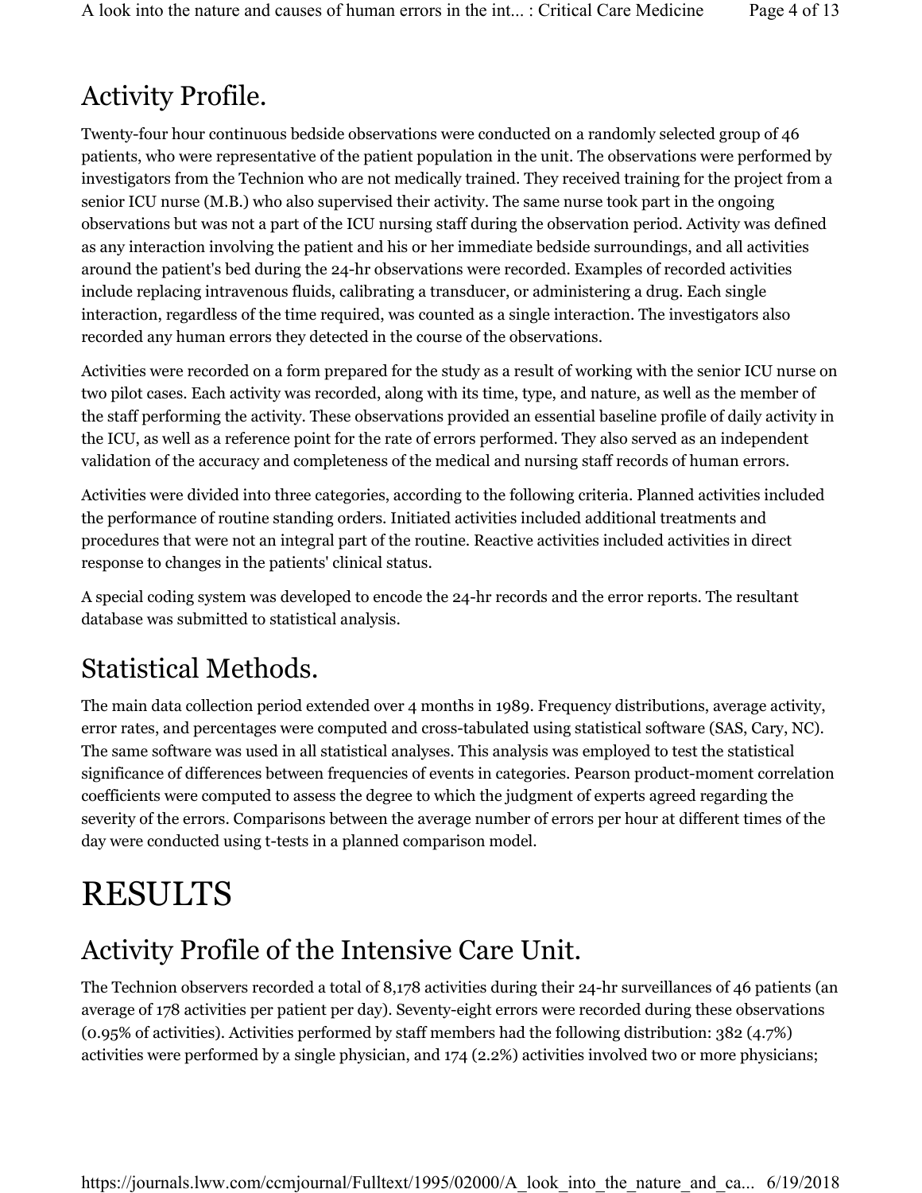## Activity Profile.

Twenty-four hour continuous bedside observations were conducted on a randomly selected group of 46 patients, who were representative of the patient population in the unit. The observations were performed by investigators from the Technion who are not medically trained. They received training for the project from a senior ICU nurse (M.B.) who also supervised their activity. The same nurse took part in the ongoing observations but was not a part of the ICU nursing staff during the observation period. Activity was defined as any interaction involving the patient and his or her immediate bedside surroundings, and all activities around the patient's bed during the 24-hr observations were recorded. Examples of recorded activities include replacing intravenous fluids, calibrating a transducer, or administering a drug. Each single interaction, regardless of the time required, was counted as a single interaction. The investigators also recorded any human errors they detected in the course of the observations.

Activities were recorded on a form prepared for the study as a result of working with the senior ICU nurse on two pilot cases. Each activity was recorded, along with its time, type, and nature, as well as the member of the staff performing the activity. These observations provided an essential baseline profile of daily activity in the ICU, as well as a reference point for the rate of errors performed. They also served as an independent validation of the accuracy and completeness of the medical and nursing staff records of human errors.

Activities were divided into three categories, according to the following criteria. Planned activities included the performance of routine standing orders. Initiated activities included additional treatments and procedures that were not an integral part of the routine. Reactive activities included activities in direct response to changes in the patients' clinical status.

A special coding system was developed to encode the 24-hr records and the error reports. The resultant database was submitted to statistical analysis.

## Statistical Methods.

The main data collection period extended over 4 months in 1989. Frequency distributions, average activity, error rates, and percentages were computed and cross-tabulated using statistical software (SAS, Cary, NC). The same software was used in all statistical analyses. This analysis was employed to test the statistical significance of differences between frequencies of events in categories. Pearson product-moment correlation coefficients were computed to assess the degree to which the judgment of experts agreed regarding the severity of the errors. Comparisons between the average number of errors per hour at different times of the day were conducted using t-tests in a planned comparison model.

# RESULTS

## Activity Profile of the Intensive Care Unit.

The Technion observers recorded a total of 8,178 activities during their 24-hr surveillances of 46 patients (an average of 178 activities per patient per day). Seventy-eight errors were recorded during these observations (0.95% of activities). Activities performed by staff members had the following distribution: 382 (4.7%) activities were performed by a single physician, and 174 (2.2%) activities involved two or more physicians;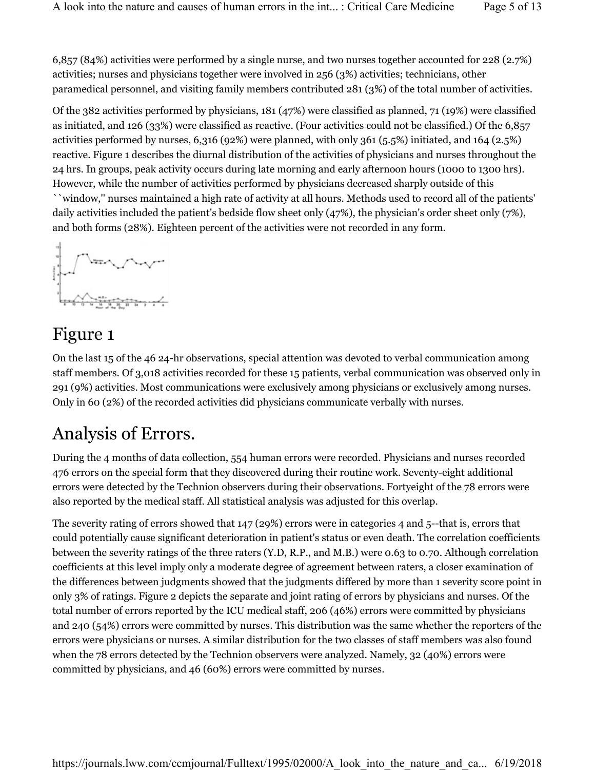6,857 (84%) activities were performed by a single nurse, and two nurses together accounted for 228 (2.7%) activities; nurses and physicians together were involved in 256 (3%) activities; technicians, other paramedical personnel, and visiting family members contributed 281 (3%) of the total number of activities.

Of the 382 activities performed by physicians, 181 (47%) were classified as planned, 71 (19%) were classified as initiated, and 126 (33%) were classified as reactive. (Four activities could not be classified.) Of the 6,857 activities performed by nurses, 6,316 (92%) were planned, with only 361 (5.5%) initiated, and 164 (2.5%) reactive. Figure 1 describes the diurnal distribution of the activities of physicians and nurses throughout the 24 hrs. In groups, peak activity occurs during late morning and early afternoon hours (1000 to 1300 hrs). However, while the number of activities performed by physicians decreased sharply outside of this ``window,'' nurses maintained a high rate of activity at all hours. Methods used to record all of the patients' daily activities included the patient's bedside flow sheet only (47%), the physician's order sheet only (7%), and both forms (28%). Eighteen percent of the activities were not recorded in any form.

# Figure 1

On the last 15 of the 46 24-hr observations, special attention was devoted to verbal communication among staff members. Of 3,018 activities recorded for these 15 patients, verbal communication was observed only in 291 (9%) activities. Most communications were exclusively among physicians or exclusively among nurses. Only in 60 (2%) of the recorded activities did physicians communicate verbally with nurses.

# Analysis of Errors.

During the 4 months of data collection, 554 human errors were recorded. Physicians and nurses recorded 476 errors on the special form that they discovered during their routine work. Seventy-eight additional errors were detected by the Technion observers during their observations. Fortyeight of the 78 errors were also reported by the medical staff. All statistical analysis was adjusted for this overlap.

The severity rating of errors showed that 147 (29%) errors were in categories 4 and 5--that is, errors that could potentially cause significant deterioration in patient's status or even death. The correlation coefficients between the severity ratings of the three raters (Y.D, R.P., and M.B.) were 0.63 to 0.70. Although correlation coefficients at this level imply only a moderate degree of agreement between raters, a closer examination of the differences between judgments showed that the judgments differed by more than 1 severity score point in only 3% of ratings. Figure 2 depicts the separate and joint rating of errors by physicians and nurses. Of the total number of errors reported by the ICU medical staff, 206 (46%) errors were committed by physicians and 240 (54%) errors were committed by nurses. This distribution was the same whether the reporters of the errors were physicians or nurses. A similar distribution for the two classes of staff members was also found when the 78 errors detected by the Technion observers were analyzed. Namely, 32 (40%) errors were committed by physicians, and 46 (60%) errors were committed by nurses.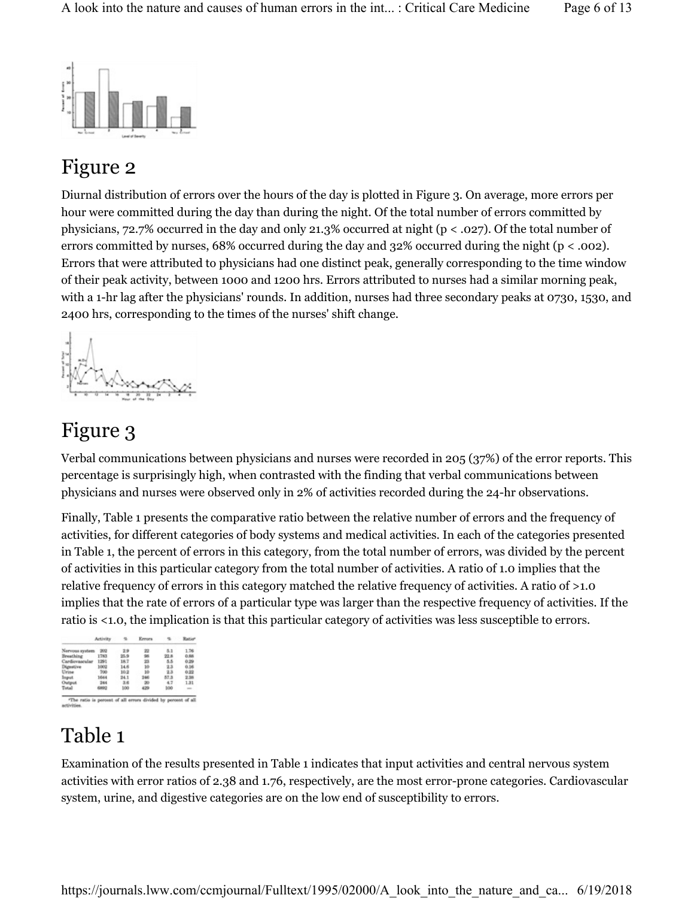## Figure 2

Diurnal distribution of errors over the hours of the day is plotted in Figure 3. On average, more errors per hour were committed during the day than during the night. Of the total number of errors committed by physicians, 72.7% occurred in the day and only 21.3% occurred at night ($p < .027$). Of the total number of errors committed by nurses, 68% occurred during the day and 32% occurred during the night ($p < .002$). Errors that were attributed to physicians had one distinct peak, generally corresponding to the time window of their peak activity, between 1000 and 1200 hrs. Errors attributed to nurses had a similar morning peak, with a 1-hr lag after the physicians' rounds. In addition, nurses had three secondary peaks at 0730, 1530, and 2400 hrs, corresponding to the times of the nurses' shift change.

## Figure 3

Verbal communications between physicians and nurses were recorded in 205 (37%) of the error reports. This percentage is surprisingly high, when contrasted with the finding that verbal communications between physicians and nurses were observed only in 2% of activities recorded during the 24-hr observations.

Finally, Table 1 presents the comparative ratio between the relative number of errors and the frequency of activities, for different categories of body systems and medical activities. In each of the categories presented in Table 1, the percent of errors in this category, from the total number of errors, was divided by the percent of activities in this particular category from the total number of activities. A ratio of 1.0 implies that the relative frequency of errors in this category matched the relative frequency of activities. A ratio of >1.0 implies that the rate of errors of a particular type was larger than the respective frequency of activities. If the ratio is <1.0, the implication is that this particular category of activities was less susceptible to errors.

| | Activity | % | Errors | % | Ratio* |
|---|---|---|---|---|---|
| Nervous system | 202 | 2.9 | 22 | 5.1 | 1.76 |
| Breathing | 1783 | 25.9 | 98 | 22.8 | 0.88 |
| Cardiovascular | 1291 | 18.7 | 23 | 5.5 | 0.29 |
| Digestive | 1002 | 14.6 | 10 | 2.3 | 0.16 |
| Urine | 700 | 10.2 | 10 | 2.3 | 0.22 |
| Input | 1644 | 24.1 | 246 | 57.3 | 2.38 |
| Output | 244 | 3.6 | 20 | 4.7 | 1.31 |
| Total | 6892 | 100 | 429 | 100 | — |

*The ratio is percent of all errors divided by percent of all activities.

## Table 1

Examination of the results presented in Table 1 indicates that input activities and central nervous system activities with error ratios of 2.38 and 1.76, respectively, are the most error-prone categories. Cardiovascular system, urine, and digestive categories are on the low end of susceptibility to errors.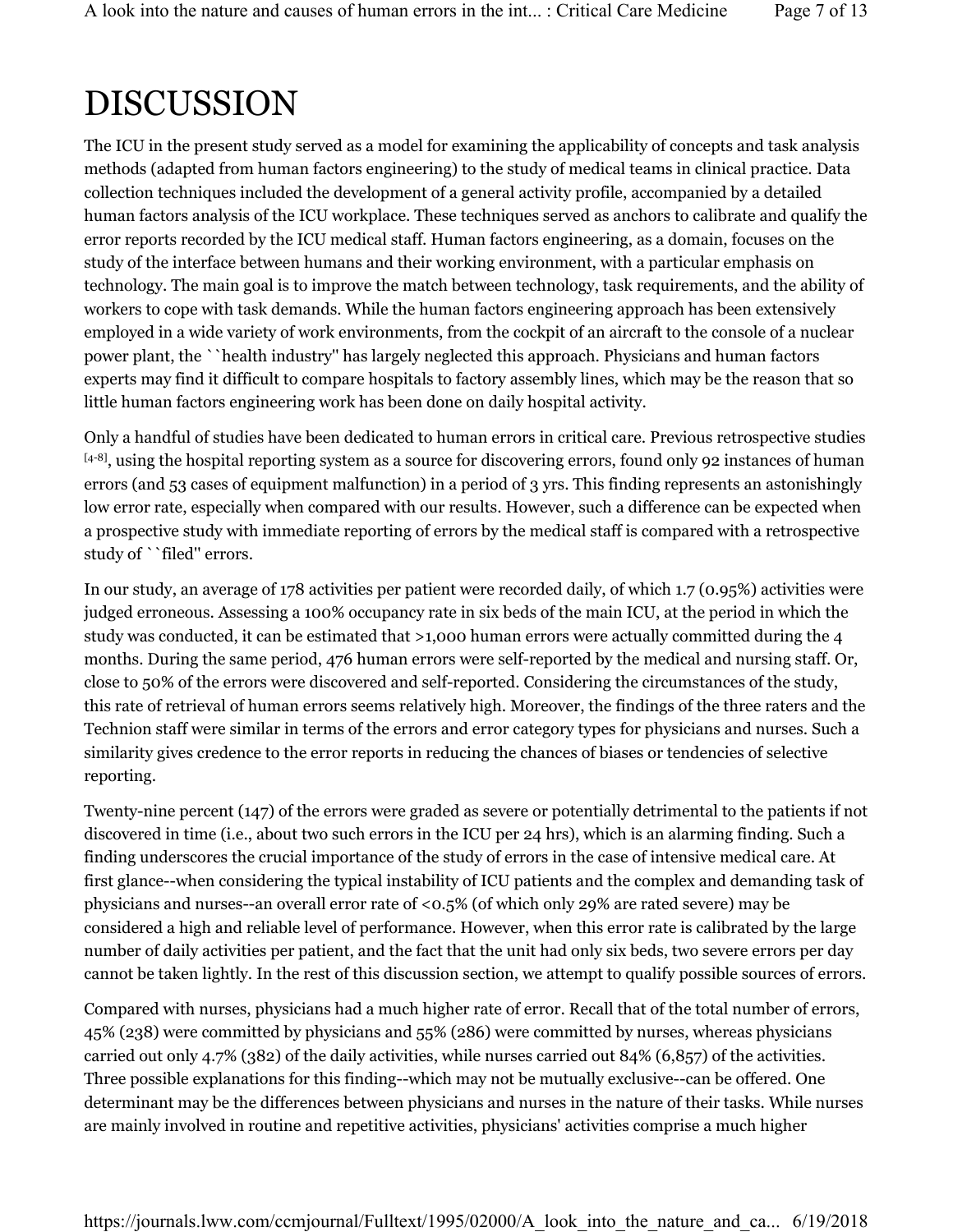# DISCUSSION

The ICU in the present study served as a model for examining the applicability of concepts and task analysis methods (adapted from human factors engineering) to the study of medical teams in clinical practice. Data collection techniques included the development of a general activity profile, accompanied by a detailed human factors analysis of the ICU workplace. These techniques served as anchors to calibrate and qualify the error reports recorded by the ICU medical staff. Human factors engineering, as a domain, focuses on the study of the interface between humans and their working environment, with a particular emphasis on technology. The main goal is to improve the match between technology, task requirements, and the ability of workers to cope with task demands. While the human factors engineering approach has been extensively employed in a wide variety of work environments, from the cockpit of an aircraft to the console of a nuclear power plant, the ``health industry'' has largely neglected this approach. Physicians and human factors experts may find it difficult to compare hospitals to factory assembly lines, which may be the reason that so little human factors engineering work has been done on daily hospital activity.

Only a handful of studies have been dedicated to human errors in critical care. Previous retrospective studies [4-8], using the hospital reporting system as a source for discovering errors, found only 92 instances of human errors (and 53 cases of equipment malfunction) in a period of 3 yrs. This finding represents an astonishingly low error rate, especially when compared with our results. However, such a difference can be expected when a prospective study with immediate reporting of errors by the medical staff is compared with a retrospective study of ``filed'' errors.

In our study, an average of 178 activities per patient were recorded daily, of which 1.7 (0.95%) activities were judged erroneous. Assessing a 100% occupancy rate in six beds of the main ICU, at the period in which the study was conducted, it can be estimated that >1,000 human errors were actually committed during the 4 months. During the same period, 476 human errors were self-reported by the medical and nursing staff. Or, close to 50% of the errors were discovered and self-reported. Considering the circumstances of the study, this rate of retrieval of human errors seems relatively high. Moreover, the findings of the three raters and the Technion staff were similar in terms of the errors and error category types for physicians and nurses. Such a similarity gives credence to the error reports in reducing the chances of biases or tendencies of selective reporting.

Twenty-nine percent (147) of the errors were graded as severe or potentially detrimental to the patients if not discovered in time (i.e., about two such errors in the ICU per 24 hrs), which is an alarming finding. Such a finding underscores the crucial importance of the study of errors in the case of intensive medical care. At first glance--when considering the typical instability of ICU patients and the complex and demanding task of physicians and nurses--an overall error rate of <0.5% (of which only 29% are rated severe) may be considered a high and reliable level of performance. However, when this error rate is calibrated by the large number of daily activities per patient, and the fact that the unit had only six beds, two severe errors per day cannot be taken lightly. In the rest of this discussion section, we attempt to qualify possible sources of errors.

Compared with nurses, physicians had a much higher rate of error. Recall that of the total number of errors, 45% (238) were committed by physicians and 55% (286) were committed by nurses, whereas physicians carried out only 4.7% (382) of the daily activities, while nurses carried out 84% (6,857) of the activities. Three possible explanations for this finding--which may not be mutually exclusive--can be offered. One determinant may be the differences between physicians and nurses in the nature of their tasks. While nurses are mainly involved in routine and repetitive activities, physicians' activities comprise a much higher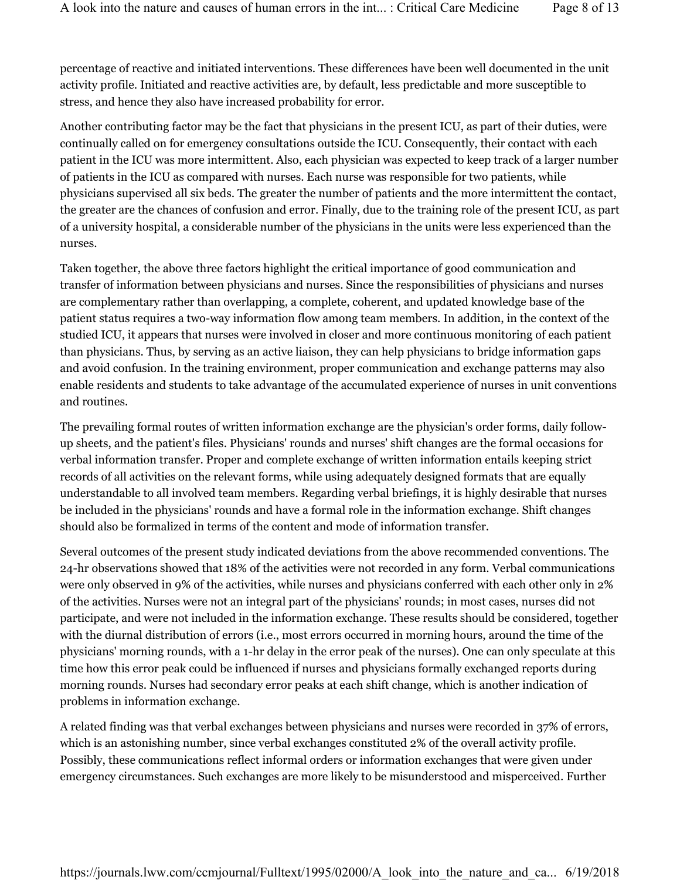percentage of reactive and initiated interventions. These differences have been well documented in the unit activity profile. Initiated and reactive activities are, by default, less predictable and more susceptible to stress, and hence they also have increased probability for error.

Another contributing factor may be the fact that physicians in the present ICU, as part of their duties, were continually called on for emergency consultations outside the ICU. Consequently, their contact with each patient in the ICU was more intermittent. Also, each physician was expected to keep track of a larger number of patients in the ICU as compared with nurses. Each nurse was responsible for two patients, while physicians supervised all six beds. The greater the number of patients and the more intermittent the contact, the greater are the chances of confusion and error. Finally, due to the training role of the present ICU, as part of a university hospital, a considerable number of the physicians in the units were less experienced than the nurses.

Taken together, the above three factors highlight the critical importance of good communication and transfer of information between physicians and nurses. Since the responsibilities of physicians and nurses are complementary rather than overlapping, a complete, coherent, and updated knowledge base of the patient status requires a two-way information flow among team members. In addition, in the context of the studied ICU, it appears that nurses were involved in closer and more continuous monitoring of each patient than physicians. Thus, by serving as an active liaison, they can help physicians to bridge information gaps and avoid confusion. In the training environment, proper communication and exchange patterns may also enable residents and students to take advantage of the accumulated experience of nurses in unit conventions and routines.

The prevailing formal routes of written information exchange are the physician's order forms, daily follow-up sheets, and the patient's files. Physicians' rounds and nurses' shift changes are the formal occasions for verbal information transfer. Proper and complete exchange of written information entails keeping strict records of all activities on the relevant forms, while using adequately designed formats that are equally understandable to all involved team members. Regarding verbal briefings, it is highly desirable that nurses be included in the physicians' rounds and have a formal role in the information exchange. Shift changes should also be formalized in terms of the content and mode of information transfer.

Several outcomes of the present study indicated deviations from the above recommended conventions. The 24-hr observations showed that 18% of the activities were not recorded in any form. Verbal communications were only observed in 9% of the activities, while nurses and physicians conferred with each other only in 2% of the activities. Nurses were not an integral part of the physicians' rounds; in most cases, nurses did not participate, and were not included in the information exchange. These results should be considered, together with the diurnal distribution of errors (i.e., most errors occurred in morning hours, around the time of the physicians' morning rounds, with a 1-hr delay in the error peak of the nurses). One can only speculate at this time how this error peak could be influenced if nurses and physicians formally exchanged reports during morning rounds. Nurses had secondary error peaks at each shift change, which is another indication of problems in information exchange.

A related finding was that verbal exchanges between physicians and nurses were recorded in 37% of errors, which is an astonishing number, since verbal exchanges constituted 2% of the overall activity profile. Possibly, these communications reflect informal orders or information exchanges that were given under emergency circumstances. Such exchanges are more likely to be misunderstood and misperceived. Further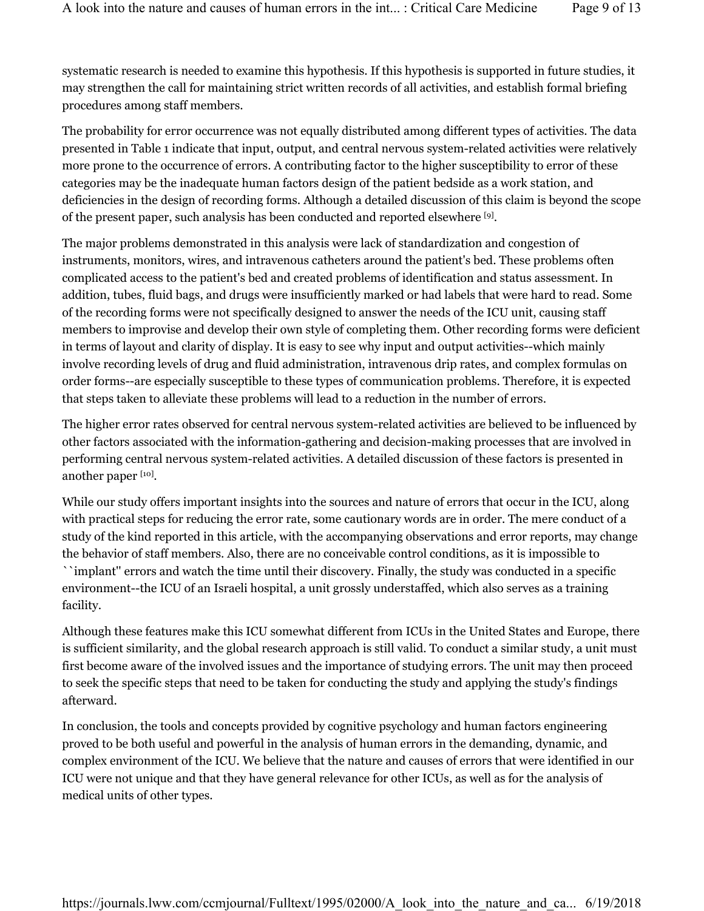systematic research is needed to examine this hypothesis. If this hypothesis is supported in future studies, it may strengthen the call for maintaining strict written records of all activities, and establish formal briefing procedures among staff members.

The probability for error occurrence was not equally distributed among different types of activities. The data presented in Table 1 indicate that input, output, and central nervous system-related activities were relatively more prone to the occurrence of errors. A contributing factor to the higher susceptibility to error of these categories may be the inadequate human factors design of the patient bedside as a work station, and deficiencies in the design of recording forms. Although a detailed discussion of this claim is beyond the scope of the present paper, such analysis has been conducted and reported elsewhere [9].

The major problems demonstrated in this analysis were lack of standardization and congestion of instruments, monitors, wires, and intravenous catheters around the patient's bed. These problems often complicated access to the patient's bed and created problems of identification and status assessment. In addition, tubes, fluid bags, and drugs were insufficiently marked or had labels that were hard to read. Some of the recording forms were not specifically designed to answer the needs of the ICU unit, causing staff members to improvise and develop their own style of completing them. Other recording forms were deficient in terms of layout and clarity of display. It is easy to see why input and output activities--which mainly involve recording levels of drug and fluid administration, intravenous drip rates, and complex formulas on order forms--are especially susceptible to these types of communication problems. Therefore, it is expected that steps taken to alleviate these problems will lead to a reduction in the number of errors.

The higher error rates observed for central nervous system-related activities are believed to be influenced by other factors associated with the information-gathering and decision-making processes that are involved in performing central nervous system-related activities. A detailed discussion of these factors is presented in another paper [10].

While our study offers important insights into the sources and nature of errors that occur in the ICU, along with practical steps for reducing the error rate, some cautionary words are in order. The mere conduct of a study of the kind reported in this article, with the accompanying observations and error reports, may change the behavior of staff members. Also, there are no conceivable control conditions, as it is impossible to ``implant'' errors and watch the time until their discovery. Finally, the study was conducted in a specific environment--the ICU of an Israeli hospital, a unit grossly understaffed, which also serves as a training facility.

Although these features make this ICU somewhat different from ICUs in the United States and Europe, there is sufficient similarity, and the global research approach is still valid. To conduct a similar study, a unit must first become aware of the involved issues and the importance of studying errors. The unit may then proceed to seek the specific steps that need to be taken for conducting the study and applying the study's findings afterward.

In conclusion, the tools and concepts provided by cognitive psychology and human factors engineering proved to be both useful and powerful in the analysis of human errors in the demanding, dynamic, and complex environment of the ICU. We believe that the nature and causes of errors that were identified in our ICU were not unique and that they have general relevance for other ICUs, as well as for the analysis of medical units of other types.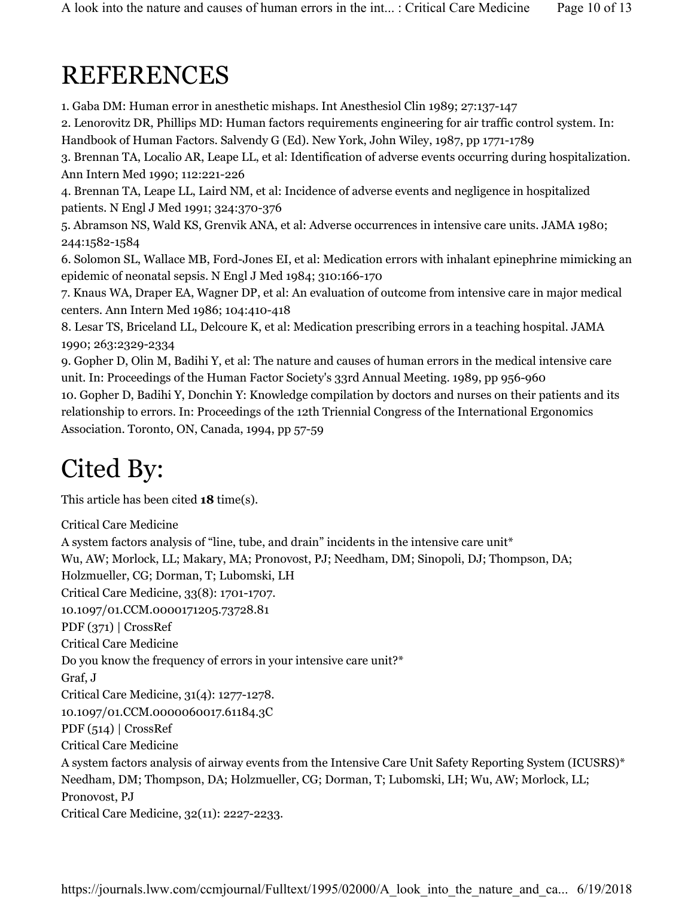# REFERENCES

1. Gaba DM: Human error in anesthetic mishaps. Int Anesthesiol Clin 1989; 27:137-147
2. Lenorovitz DR, Phillips MD: Human factors requirements engineering for air traffic control system. In: Handbook of Human Factors. Salvendy G (Ed). New York, John Wiley, 1987, pp 1771-1789
3. Brennan TA, Localio AR, Leape LL, et al: Identification of adverse events occurring during hospitalization. Ann Intern Med 1990; 112:221-226
4. Brennan TA, Leape LL, Laird NM, et al: Incidence of adverse events and negligence in hospitalized patients. N Engl J Med 1991; 324:370-376
5. Abramson NS, Wald KS, Grenvik ANA, et al: Adverse occurrences in intensive care units. JAMA 1980; 244:1582-1584
6. Solomon SL, Wallace MB, Ford-Jones EI, et al: Medication errors with inhalant epinephrine mimicking an epidemic of neonatal sepsis. N Engl J Med 1984; 310:166-170
7. Knaus WA, Draper EA, Wagner DP, et al: An evaluation of outcome from intensive care in major medical centers. Ann Intern Med 1986; 104:410-418
8. Lesar TS, Briceland LL, Delcoure K, et al: Medication prescribing errors in a teaching hospital. JAMA 1990; 263:2329-2334
9. Gopher D, Olin M, Badihi Y, et al: The nature and causes of human errors in the medical intensive care unit. In: Proceedings of the Human Factor Society's 33rd Annual Meeting. 1989, pp 956-960
10. Gopher D, Badihi Y, Donchin Y: Knowledge compilation by doctors and nurses on their patients and its relationship to errors. In: Proceedings of the 12th Triennial Congress of the International Ergonomics Association. Toronto, ON, Canada, 1994, pp 57-59

# Cited By:

This article has been cited **18** time(s).

Critical Care Medicine
A system factors analysis of "line, tube, and drain" incidents in the intensive care unit*
Wu, AW; Morlock, LL; Makary, MA; Pronovost, PJ; Needham, DM; Sinopoli, DJ; Thompson, DA; Holzmueller, CG; Dorman, T; Lubomski, LH
Critical Care Medicine, 33(8): 1701-1707.
10.1097/01.CCM.0000171205.73728.81
PDF (371) | CrossRef

Critical Care Medicine
Do you know the frequency of errors in your intensive care unit?*
Graf, J
Critical Care Medicine, 31(4): 1277-1278.
10.1097/01.CCM.0000060017.61184.3C
PDF (514) | CrossRef

Critical Care Medicine
A system factors analysis of airway events from the Intensive Care Unit Safety Reporting System (ICUSRS)*
Needham, DM; Thompson, DA; Holzmueller, CG; Dorman, T; Lubomski, LH; Wu, AW; Morlock, LL; Pronovost, PJ
Critical Care Medicine, 32(11): 2227-2233.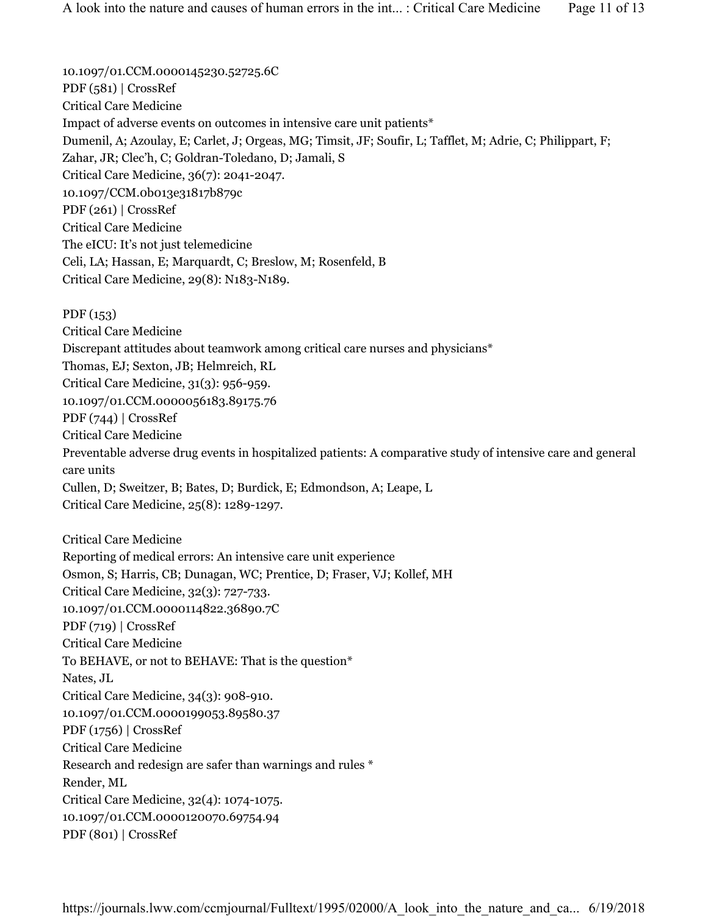10.1097/01.CCM.0000145230.52725.6C
PDF (581) | CrossRef
Critical Care Medicine
Impact of adverse events on outcomes in intensive care unit patients*
Dumenil, A; Azoulay, E; Carlet, J; Orgeas, MG; Timsit, JF; Soufir, L; Tafflet, M; Adrie, C; Philippart, F; Zahar, JR; Clec'h, C; Goldran-Toledano, D; Jamali, S
Critical Care Medicine, 36(7): 2041-2047.
10.1097/CCM.0b013e31817b879c
PDF (261) | CrossRef
Critical Care Medicine
The eICU: It's not just telemedicine
Celi, LA; Hassan, E; Marquardt, C; Breslow, M; Rosenfeld, B
Critical Care Medicine, 29(8): N183-N189.

PDF (153)
Critical Care Medicine
Discrepant attitudes about teamwork among critical care nurses and physicians*
Thomas, EJ; Sexton, JB; Helmreich, RL
Critical Care Medicine, 31(3): 956-959.
10.1097/01.CCM.0000056183.89175.76
PDF (744) | CrossRef
Critical Care Medicine
Preventable adverse drug events in hospitalized patients: A comparative study of intensive care and general care units
Cullen, D; Sweitzer, B; Bates, D; Burdick, E; Edmondson, A; Leape, L
Critical Care Medicine, 25(8): 1289-1297.

Critical Care Medicine
Reporting of medical errors: An intensive care unit experience
Osmon, S; Harris, CB; Dunagan, WC; Prentice, D; Fraser, VJ; Kollef, MH
Critical Care Medicine, 32(3): 727-733.
10.1097/01.CCM.0000114822.36890.7C
PDF (719) | CrossRef
Critical Care Medicine
To BEHAVE, or not to BEHAVE: That is the question*
Nates, JL
Critical Care Medicine, 34(3): 908-910.
10.1097/01.CCM.0000199053.89580.37
PDF (1756) | CrossRef
Critical Care Medicine
Research and redesign are safer than warnings and rules *
Render, ML
Critical Care Medicine, 32(4): 1074-1075.
10.1097/01.CCM.0000120070.69754.94
PDF (801) | CrossRef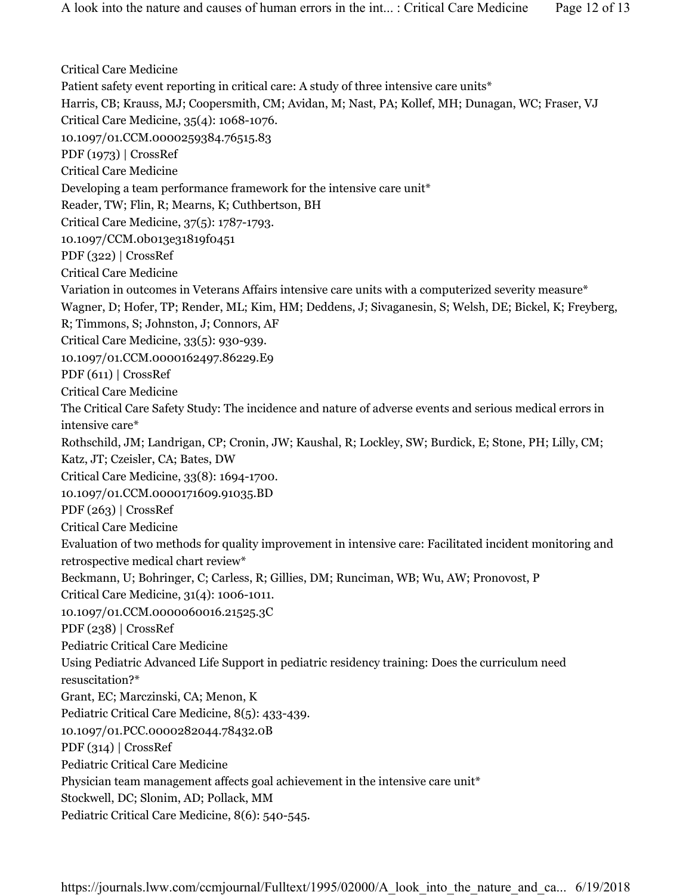Critical Care Medicine
Patient safety event reporting in critical care: A study of three intensive care units*
Harris, CB; Krauss, MJ; Coopersmith, CM; Avidan, M; Nast, PA; Kollef, MH; Dunagan, WC; Fraser, VJ
Critical Care Medicine, 35(4): 1068-1076.
10.1097/01.CCM.0000259384.76515.83
PDF (1973) | CrossRef

Critical Care Medicine
Developing a team performance framework for the intensive care unit*
Reader, TW; Flin, R; Mearns, K; Cuthbertson, BH
Critical Care Medicine, 37(5): 1787-1793.
10.1097/CCM.0b013e31819f0451
PDF (322) | CrossRef

Critical Care Medicine
Variation in outcomes in Veterans Affairs intensive care units with a computerized severity measure*
Wagner, D; Hofer, TP; Render, ML; Kim, HM; Deddens, J; Sivaganesin, S; Welsh, DE; Bickel, K; Freyberg, R; Timmons, S; Johnston, J; Connors, AF
Critical Care Medicine, 33(5): 930-939.
10.1097/01.CCM.0000162497.86229.E9
PDF (611) | CrossRef

Critical Care Medicine
The Critical Care Safety Study: The incidence and nature of adverse events and serious medical errors in intensive care*
Rothschild, JM; Landrigan, CP; Cronin, JW; Kaushal, R; Lockley, SW; Burdick, E; Stone, PH; Lilly, CM; Katz, JT; Czeisler, CA; Bates, DW
Critical Care Medicine, 33(8): 1694-1700.
10.1097/01.CCM.0000171609.91035.BD
PDF (263) | CrossRef

Critical Care Medicine
Evaluation of two methods for quality improvement in intensive care: Facilitated incident monitoring and retrospective medical chart review*
Beckmann, U; Bohringer, C; Carless, R; Gillies, DM; Runciman, WB; Wu, AW; Pronovost, P
Critical Care Medicine, 31(4): 1006-1011.
10.1097/01.CCM.0000060016.21525.3C
PDF (238) | CrossRef

Pediatric Critical Care Medicine
Using Pediatric Advanced Life Support in pediatric residency training: Does the curriculum need resuscitation?*
Grant, EC; Marczinski, CA; Menon, K
Pediatric Critical Care Medicine, 8(5): 433-439.
10.1097/01.PCC.0000282044.78432.0B
PDF (314) | CrossRef

Pediatric Critical Care Medicine
Physician team management affects goal achievement in the intensive care unit*
Stockwell, DC; Slonim, AD; Pollack, MM
Pediatric Critical Care Medicine, 8(6): 540-545.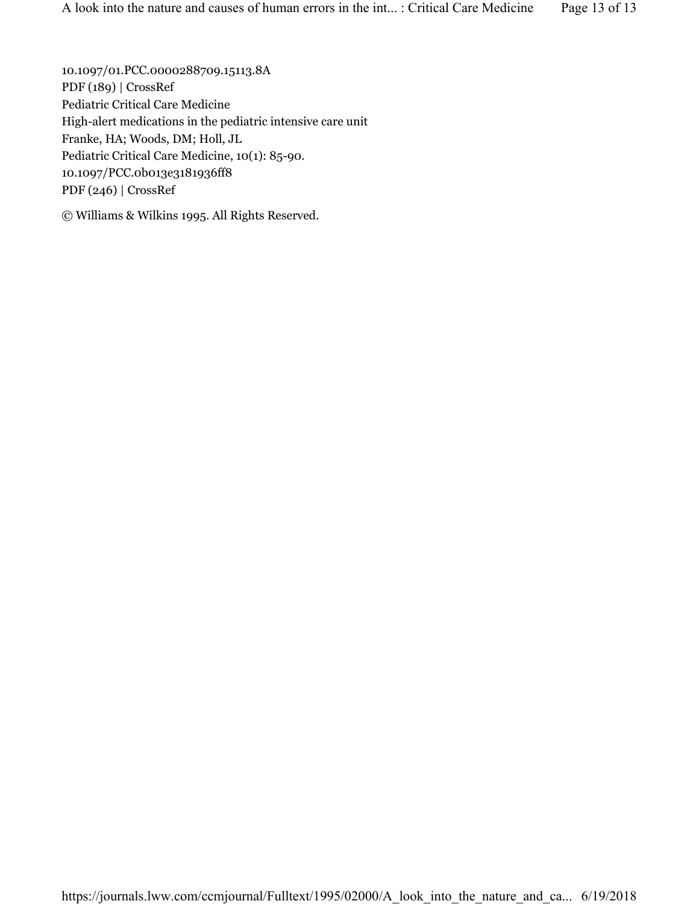10.1097/01.PCC.0000288709.15113.8A
PDF (189) | CrossRef
Pediatric Critical Care Medicine
High-alert medications in the pediatric intensive care unit
Franke, HA; Woods, DM; Holl, JL
Pediatric Critical Care Medicine, 10(1): 85-90.
10.1097/PCC.0b013e3181936ff8
PDF (246) | CrossRef

© Williams & Wilkins 1995. All Rights Reserved.